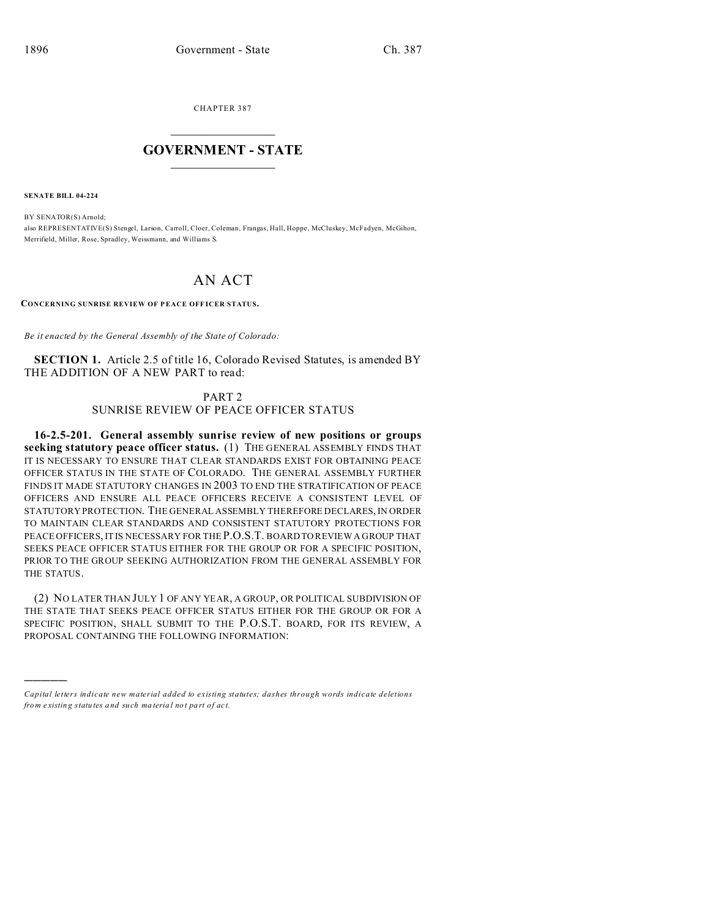CHAPTER 387

# GOVERNMENT - STATE

**SENATE BILL 04-224**

BY SENATOR(S) Arnold;
also REPRESENTATIVE(S) Stengel, Larson, Carroll, Cloer, Coleman, Frangas, Hall, Hoppe, McCluskey, McFadyen, McGihon, Merrifield, Miller, Rose, Spradley, Weissmann, and Williams S.

# AN ACT

**CONCERNING SUNRISE REVIEW OF PEACE OFFICER STATUS.**

*Be it enacted by the General Assembly of the State of Colorado:*

**SECTION 1.** Article 2.5 of title 16, Colorado Revised Statutes, is amended BY THE ADDITION OF A NEW PART to read:

PART 2
SUNRISE REVIEW OF PEACE OFFICER STATUS

**16-2.5-201. General assembly sunrise review of new positions or groups seeking statutory peace officer status.** (1) THE GENERAL ASSEMBLY FINDS THAT IT IS NECESSARY TO ENSURE THAT CLEAR STANDARDS EXIST FOR OBTAINING PEACE OFFICER STATUS IN THE STATE OF COLORADO. THE GENERAL ASSEMBLY FURTHER FINDS IT MADE STATUTORY CHANGES IN 2003 TO END THE STRATIFICATION OF PEACE OFFICERS AND ENSURE ALL PEACE OFFICERS RECEIVE A CONSISTENT LEVEL OF STATUTORY PROTECTION. THE GENERAL ASSEMBLY THEREFORE DECLARES, IN ORDER TO MAINTAIN CLEAR STANDARDS AND CONSISTENT STATUTORY PROTECTIONS FOR PEACE OFFICERS, IT IS NECESSARY FOR THE P.O.S.T. BOARD TO REVIEW A GROUP THAT SEEKS PEACE OFFICER STATUS EITHER FOR THE GROUP OR FOR A SPECIFIC POSITION, PRIOR TO THE GROUP SEEKING AUTHORIZATION FROM THE GENERAL ASSEMBLY FOR THE STATUS.

(2) NO LATER THAN JULY 1 OF ANY YEAR, A GROUP, OR POLITICAL SUBDIVISION OF THE STATE THAT SEEKS PEACE OFFICER STATUS EITHER FOR THE GROUP OR FOR A SPECIFIC POSITION, SHALL SUBMIT TO THE P.O.S.T. BOARD, FOR ITS REVIEW, A PROPOSAL CONTAINING THE FOLLOWING INFORMATION:

---

*Capital letters indicate new material added to existing statutes; dashes through words indicate deletions from existing statutes and such material not part of act.*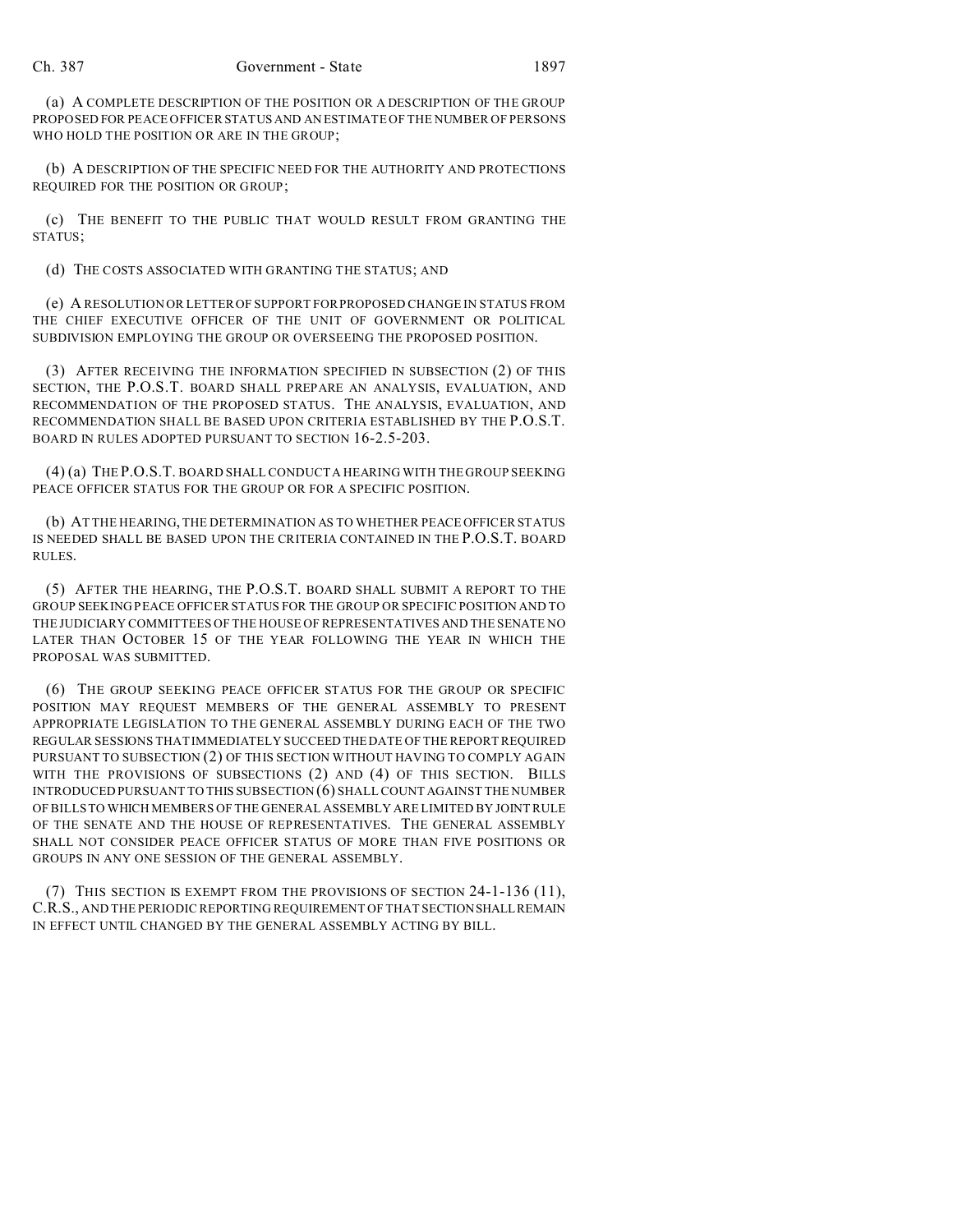(a) A COMPLETE DESCRIPTION OF THE POSITION OR A DESCRIPTION OF THE GROUP PROPOSED FOR PEACE OFFICER STATUS AND AN ESTIMATE OF THE NUMBER OF PERSONS WHO HOLD THE POSITION OR ARE IN THE GROUP;

(b) A DESCRIPTION OF THE SPECIFIC NEED FOR THE AUTHORITY AND PROTECTIONS REQUIRED FOR THE POSITION OR GROUP;

(c) THE BENEFIT TO THE PUBLIC THAT WOULD RESULT FROM GRANTING THE STATUS;

(d) THE COSTS ASSOCIATED WITH GRANTING THE STATUS; AND

(e) A RESOLUTION OR LETTER OF SUPPORT FOR PROPOSED CHANGE IN STATUS FROM THE CHIEF EXECUTIVE OFFICER OF THE UNIT OF GOVERNMENT OR POLITICAL SUBDIVISION EMPLOYING THE GROUP OR OVERSEEING THE PROPOSED POSITION.

(3) AFTER RECEIVING THE INFORMATION SPECIFIED IN SUBSECTION (2) OF THIS SECTION, THE P.O.S.T. BOARD SHALL PREPARE AN ANALYSIS, EVALUATION, AND RECOMMENDATION OF THE PROPOSED STATUS. THE ANALYSIS, EVALUATION, AND RECOMMENDATION SHALL BE BASED UPON CRITERIA ESTABLISHED BY THE P.O.S.T. BOARD IN RULES ADOPTED PURSUANT TO SECTION 16-2.5-203.

(4) (a) THE P.O.S.T. BOARD SHALL CONDUCT A HEARING WITH THE GROUP SEEKING PEACE OFFICER STATUS FOR THE GROUP OR FOR A SPECIFIC POSITION.

(b) AT THE HEARING, THE DETERMINATION AS TO WHETHER PEACE OFFICER STATUS IS NEEDED SHALL BE BASED UPON THE CRITERIA CONTAINED IN THE P.O.S.T. BOARD RULES.

(5) AFTER THE HEARING, THE P.O.S.T. BOARD SHALL SUBMIT A REPORT TO THE GROUP SEEKING PEACE OFFICER STATUS FOR THE GROUP OR SPECIFIC POSITION AND TO THE JUDICIARY COMMITTEES OF THE HOUSE OF REPRESENTATIVES AND THE SENATE NO LATER THAN OCTOBER 15 OF THE YEAR FOLLOWING THE YEAR IN WHICH THE PROPOSAL WAS SUBMITTED.

(6) THE GROUP SEEKING PEACE OFFICER STATUS FOR THE GROUP OR SPECIFIC POSITION MAY REQUEST MEMBERS OF THE GENERAL ASSEMBLY TO PRESENT APPROPRIATE LEGISLATION TO THE GENERAL ASSEMBLY DURING EACH OF THE TWO REGULAR SESSIONS THAT IMMEDIATELY SUCCEED THE DATE OF THE REPORT REQUIRED PURSUANT TO SUBSECTION (2) OF THIS SECTION WITHOUT HAVING TO COMPLY AGAIN WITH THE PROVISIONS OF SUBSECTIONS (2) AND (4) OF THIS SECTION. BILLS INTRODUCED PURSUANT TO THIS SUBSECTION (6) SHALL COUNT AGAINST THE NUMBER OF BILLS TO WHICH MEMBERS OF THE GENERAL ASSEMBLY ARE LIMITED BY JOINT RULE OF THE SENATE AND THE HOUSE OF REPRESENTATIVES. THE GENERAL ASSEMBLY SHALL NOT CONSIDER PEACE OFFICER STATUS OF MORE THAN FIVE POSITIONS OR GROUPS IN ANY ONE SESSION OF THE GENERAL ASSEMBLY.

(7) THIS SECTION IS EXEMPT FROM THE PROVISIONS OF SECTION 24-1-136 (11), C.R.S., AND THE PERIODIC REPORTING REQUIREMENT OF THAT SECTION SHALL REMAIN IN EFFECT UNTIL CHANGED BY THE GENERAL ASSEMBLY ACTING BY BILL.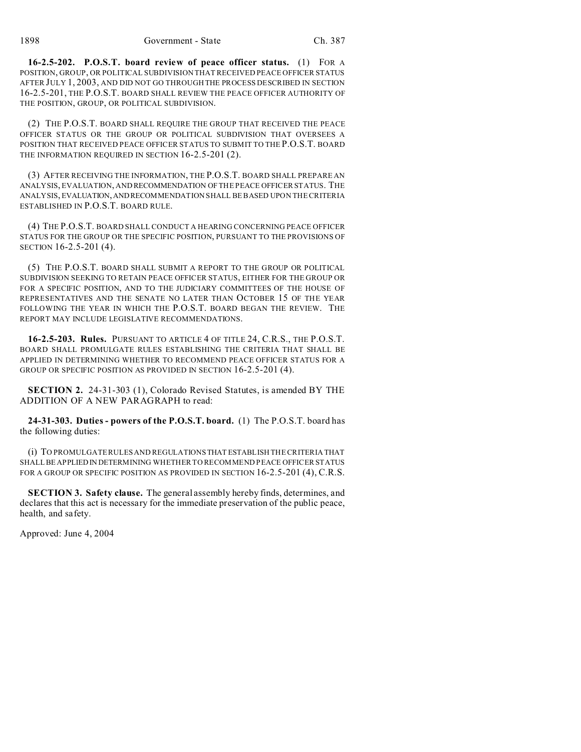**16-2.5-202. P.O.S.T. board review of peace officer status.** (1) FOR A POSITION, GROUP, OR POLITICAL SUBDIVISION THAT RECEIVED PEACE OFFICER STATUS AFTER JULY 1, 2003, AND DID NOT GO THROUGH THE PROCESS DESCRIBED IN SECTION 16-2.5-201, THE P.O.S.T. BOARD SHALL REVIEW THE PEACE OFFICER AUTHORITY OF THE POSITION, GROUP, OR POLITICAL SUBDIVISION.

(2) THE P.O.S.T. BOARD SHALL REQUIRE THE GROUP THAT RECEIVED THE PEACE OFFICER STATUS OR THE GROUP OR POLITICAL SUBDIVISION THAT OVERSEES A POSITION THAT RECEIVED PEACE OFFICER STATUS TO SUBMIT TO THE P.O.S.T. BOARD THE INFORMATION REQUIRED IN SECTION 16-2.5-201 (2).

(3) AFTER RECEIVING THE INFORMATION, THE P.O.S.T. BOARD SHALL PREPARE AN ANALYSIS, EVALUATION, AND RECOMMENDATION OF THE PEACE OFFICER STATUS. THE ANALYSIS, EVALUATION, AND RECOMMENDATION SHALL BE BASED UPON THE CRITERIA ESTABLISHED IN P.O.S.T. BOARD RULE.

(4) THE P.O.S.T. BOARD SHALL CONDUCT A HEARING CONCERNING PEACE OFFICER STATUS FOR THE GROUP OR THE SPECIFIC POSITION, PURSUANT TO THE PROVISIONS OF SECTION 16-2.5-201 (4).

(5) THE P.O.S.T. BOARD SHALL SUBMIT A REPORT TO THE GROUP OR POLITICAL SUBDIVISION SEEKING TO RETAIN PEACE OFFICER STATUS, EITHER FOR THE GROUP OR FOR A SPECIFIC POSITION, AND TO THE JUDICIARY COMMITTEES OF THE HOUSE OF REPRESENTATIVES AND THE SENATE NO LATER THAN OCTOBER 15 OF THE YEAR FOLLOWING THE YEAR IN WHICH THE P.O.S.T. BOARD BEGAN THE REVIEW. THE REPORT MAY INCLUDE LEGISLATIVE RECOMMENDATIONS.

**16-2.5-203. Rules.** PURSUANT TO ARTICLE 4 OF TITLE 24, C.R.S., THE P.O.S.T. BOARD SHALL PROMULGATE RULES ESTABLISHING THE CRITERIA THAT SHALL BE APPLIED IN DETERMINING WHETHER TO RECOMMEND PEACE OFFICER STATUS FOR A GROUP OR SPECIFIC POSITION AS PROVIDED IN SECTION 16-2.5-201 (4).

**SECTION 2.** 24-31-303 (1), Colorado Revised Statutes, is amended BY THE ADDITION OF A NEW PARAGRAPH to read:

**24-31-303. Duties - powers of the P.O.S.T. board.** (1) The P.O.S.T. board has the following duties:

(i) TO PROMULGATE RULES AND REGULATIONS THAT ESTABLISH THE CRITERIA THAT SHALL BE APPLIED IN DETERMINING WHETHER TO RECOMMEND PEACE OFFICER STATUS FOR A GROUP OR SPECIFIC POSITION AS PROVIDED IN SECTION 16-2.5-201 (4), C.R.S.

**SECTION 3. Safety clause.** The general assembly hereby finds, determines, and declares that this act is necessary for the immediate preservation of the public peace, health, and safety.

Approved: June 4, 2004